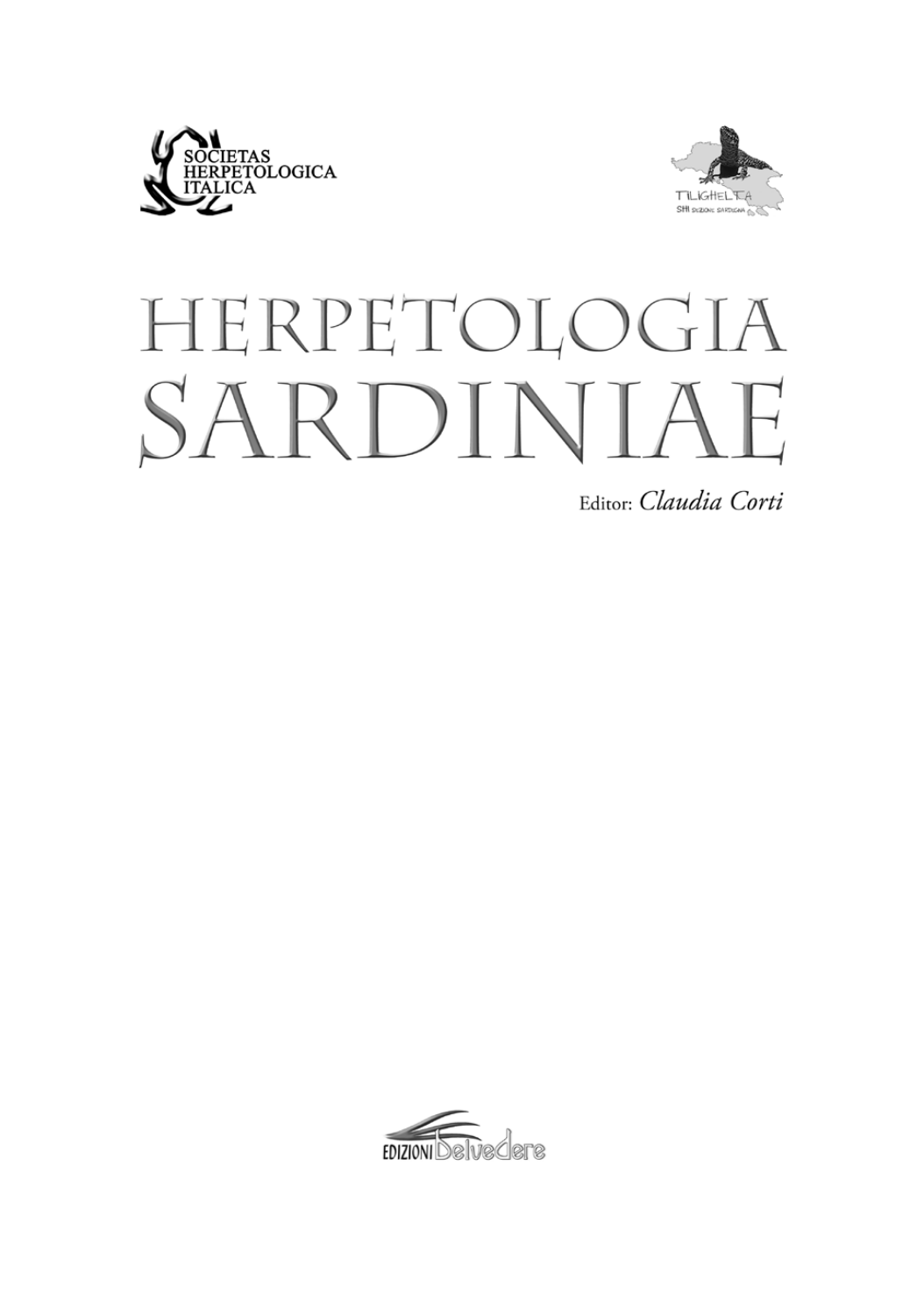SOCIETAS HERPETOLOGICA ITALICA

TILIGHELTA
SHI SEZIONE SARDEGNA

# HERPETOLOGIA SARDINIAE

Editor: *Claudia Corti*

EDIZIONI Belvedere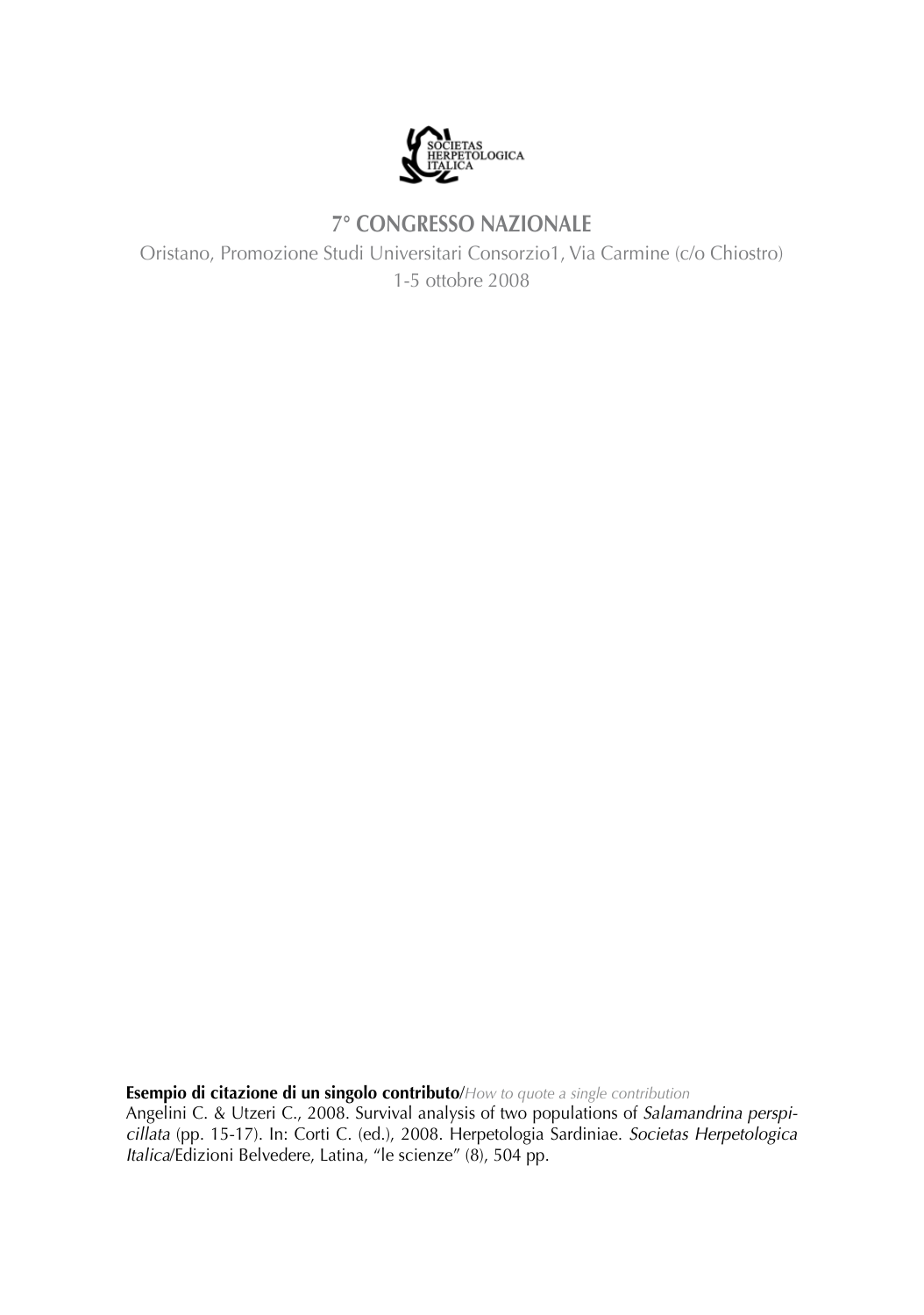SOCIETAS HERPETOLOGICA ITALICA

# 7° CONGRESSO NAZIONALE

Oristano, Promozione Studi Universitari Consorzio1, Via Carmine (c/o Chiostro)
1-5 ottobre 2008

**Esempio di citazione di un singolo contributo**/*How to quote a single contribution*
Angelini C. & Utzeri C., 2008. Survival analysis of two populations of *Salamandrina perspicillata* (pp. 15-17). In: Corti C. (ed.), 2008. Herpetologia Sardiniae. *Societas Herpetologica Italica*/Edizioni Belvedere, Latina, "le scienze" (8), 504 pp.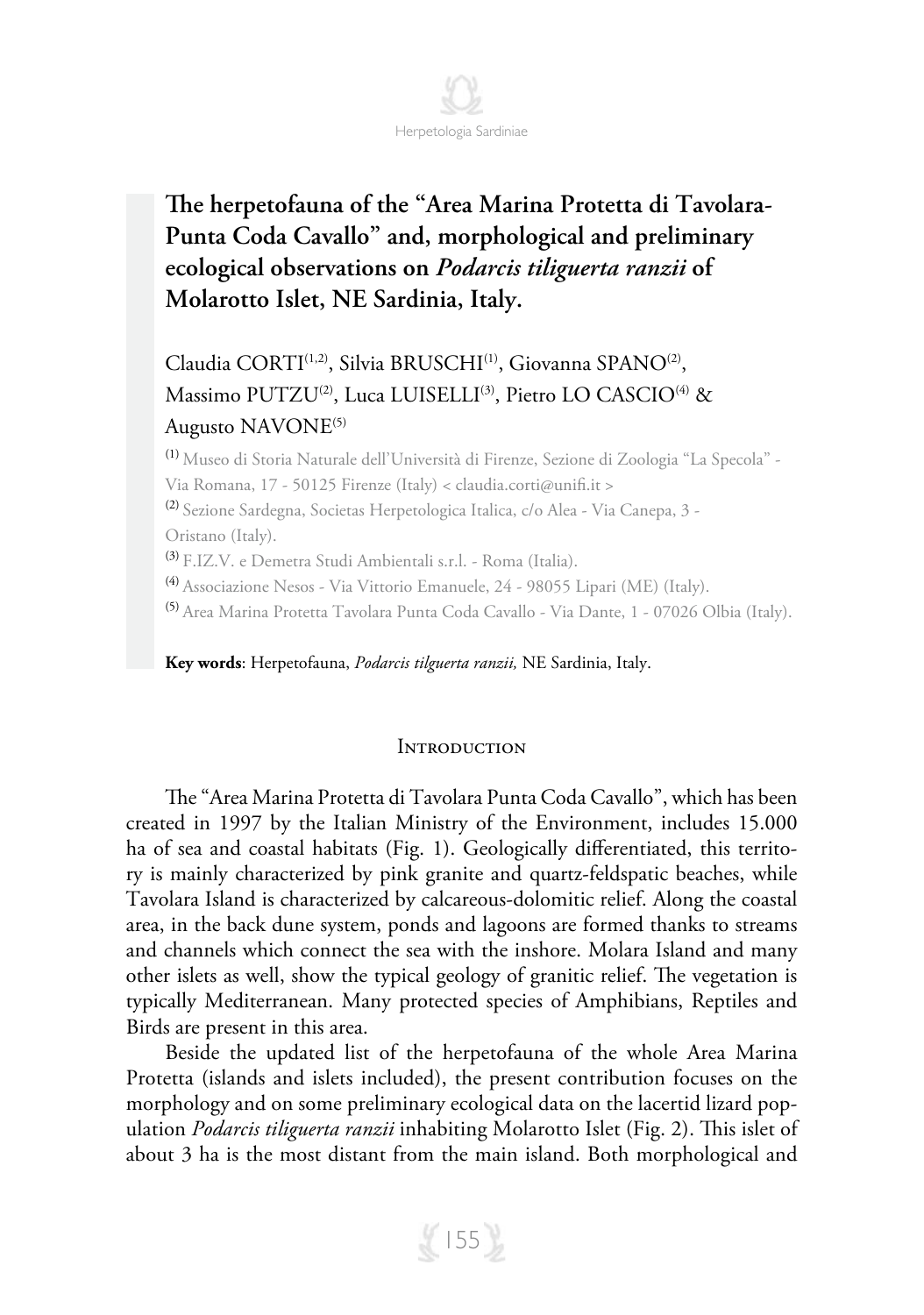# The herpetofauna of the "Area Marina Protetta di Tavolara-Punta Coda Cavallo" and, morphological and preliminary ecological observations on *Podarcis tiliguerta ranzii* of Molarotto Islet, NE Sardinia, Italy.

Claudia CORTI[1,2], Silvia BRUSCHI[1], Giovanna SPANO[2], Massimo PUTZU[2], Luca LUISELLI[3], Pietro LO CASCIO[4] & Augusto NAVONE[5]

[1] Museo di Storia Naturale dell'Università di Firenze, Sezione di Zoologia "La Specola" - Via Romana, 17 - 50125 Firenze (Italy) < claudia.corti@unifi.it >

[2] Sezione Sardegna, Societas Herpetologica Italica, c/o Alea - Via Canepa, 3 - Oristano (Italy).

[3] F.IZ.V. e Demetra Studi Ambientali s.r.l. - Roma (Italia).

[4] Associazione Nesos - Via Vittorio Emanuele, 24 - 98055 Lipari (ME) (Italy).

[5] Area Marina Protetta Tavolara Punta Coda Cavallo - Via Dante, 1 - 07026 Olbia (Italy).

**Key words**: Herpetofauna, *Podarcis tilguerta ranzii,* NE Sardinia, Italy.

## Introduction

The "Area Marina Protetta di Tavolara Punta Coda Cavallo", which has been created in 1997 by the Italian Ministry of the Environment, includes 15.000 ha of sea and coastal habitats (Fig. 1). Geologically differentiated, this territory is mainly characterized by pink granite and quartz-feldspatic beaches, while Tavolara Island is characterized by calcareous-dolomitic relief. Along the coastal area, in the back dune system, ponds and lagoons are formed thanks to streams and channels which connect the sea with the inshore. Molara Island and many other islets as well, show the typical geology of granitic relief. The vegetation is typically Mediterranean. Many protected species of Amphibians, Reptiles and Birds are present in this area.

Beside the updated list of the herpetofauna of the whole Area Marina Protetta (islands and islets included), the present contribution focuses on the morphology and on some preliminary ecological data on the lacertid lizard population *Podarcis tiliguerta ranzii* inhabiting Molarotto Islet (Fig. 2). This islet of about 3 ha is the most distant from the main island. Both morphological and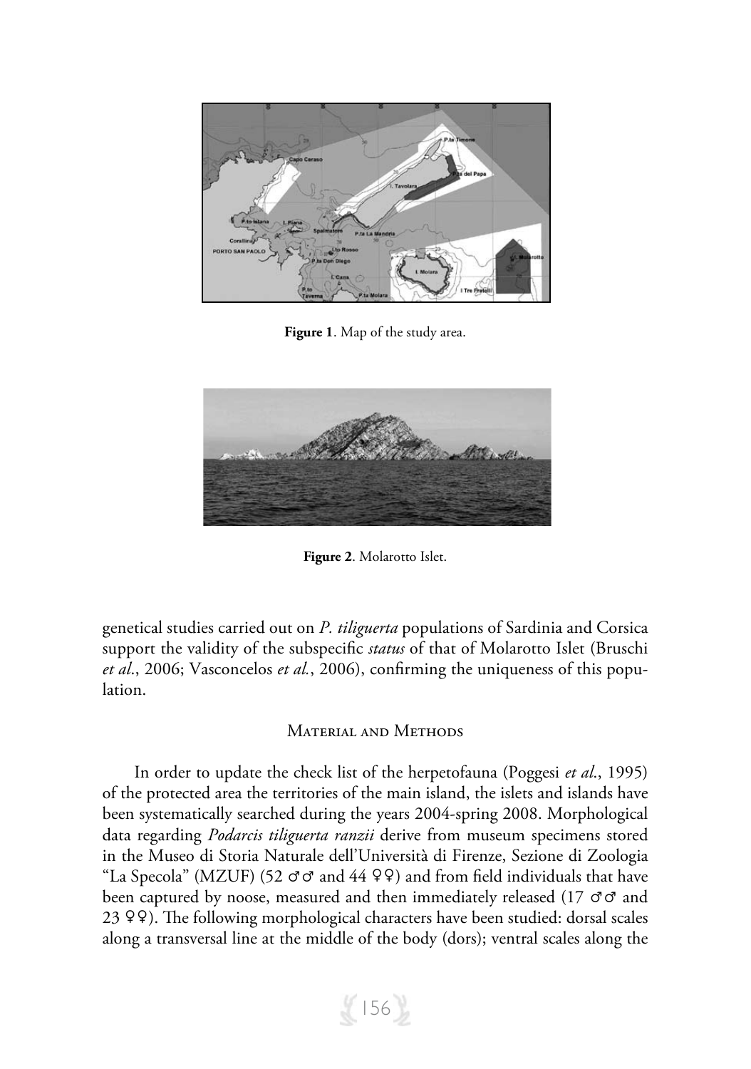**Figure 1**. Map of the study area.

**Figure 2**. Molarotto Islet.

genetical studies carried out on *P. tiliguerta* populations of Sardinia and Corsica support the validity of the subspecific *status* of that of Molarotto Islet (Bruschi *et al*., 2006; Vasconcelos *et al.*, 2006), confirming the uniqueness of this population.

## Material and Methods

In order to update the check list of the herpetofauna (Poggesi *et al*., 1995) of the protected area the territories of the main island, the islets and islands have been systematically searched during the years 2004-spring 2008. Morphological data regarding *Podarcis tiliguerta ranzii* derive from museum specimens stored in the Museo di Storia Naturale dell'Università di Firenze, Sezione di Zoologia "La Specola" (MZUF) (52 ♂♂ and 44 ♀♀) and from field individuals that have been captured by noose, measured and then immediately released (17 ♂♂ and 23 ♀♀). The following morphological characters have been studied: dorsal scales along a transversal line at the middle of the body (dors); ventral scales along the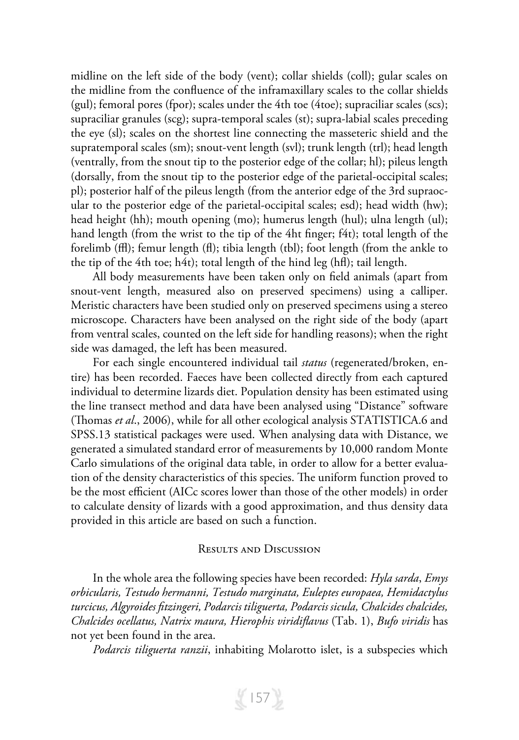midline on the left side of the body (vent); collar shields (coll); gular scales on the midline from the confluence of the inframaxillary scales to the collar shields (gul); femoral pores (fpor); scales under the 4th toe (4toe); supraciliar scales (scs); supraciliar granules (scg); supra-temporal scales (st); supra-labial scales preceding the eye (sl); scales on the shortest line connecting the masseteric shield and the supratemporal scales (sm); snout-vent length (svl); trunk length (trl); head length (ventrally, from the snout tip to the posterior edge of the collar; hl); pileus length (dorsally, from the snout tip to the posterior edge of the parietal-occipital scales; pl); posterior half of the pileus length (from the anterior edge of the 3rd supraocular to the posterior edge of the parietal-occipital scales; esd); head width (hw); head height (hh); mouth opening (mo); humerus length (hul); ulna length (ul); hand length (from the wrist to the tip of the 4ht finger; f4t); total length of the forelimb (ffl); femur length (fl); tibia length (tbl); foot length (from the ankle to the tip of the 4th toe; h4t); total length of the hind leg (hfl); tail length.

All body measurements have been taken only on field animals (apart from snout-vent length, measured also on preserved specimens) using a calliper. Meristic characters have been studied only on preserved specimens using a stereo microscope. Characters have been analysed on the right side of the body (apart from ventral scales, counted on the left side for handling reasons); when the right side was damaged, the left has been measured.

For each single encountered individual tail *status* (regenerated/broken, entire) has been recorded. Faeces have been collected directly from each captured individual to determine lizards diet. Population density has been estimated using the line transect method and data have been analysed using "Distance" software (Thomas *et al*., 2006), while for all other ecological analysis STATISTICA.6 and SPSS.13 statistical packages were used. When analysing data with Distance, we generated a simulated standard error of measurements by 10,000 random Monte Carlo simulations of the original data table, in order to allow for a better evaluation of the density characteristics of this species. The uniform function proved to be the most efficient (AICc scores lower than those of the other models) in order to calculate density of lizards with a good approximation, and thus density data provided in this article are based on such a function.

## Results and Discussion

In the whole area the following species have been recorded: *Hyla sarda*, *Emys orbicularis, Testudo hermanni, Testudo marginata, Euleptes europaea, Hemidactylus turcicus, Algyroides fitzingeri, Podarcis tiliguerta, Podarcis sicula, Chalcides chalcides, Chalcides ocellatus, Natrix maura, Hierophis viridiflavus* (Tab. 1), *Bufo viridis* has not yet been found in the area.

*Podarcis tiliguerta ranzii*, inhabiting Molarotto islet, is a subspecies which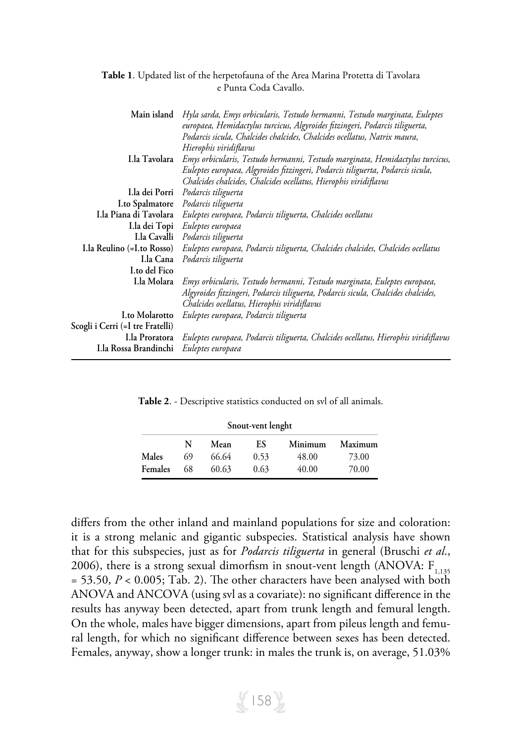**Table 1**. Updated list of the herpetofauna of the Area Marina Protetta di Tavolara e Punta Coda Cavallo.

| | |
|---|---|
| **Main island** | *Hyla sarda, Emys orbicularis, Testudo hermanni, Testudo marginata, Euleptes europaea, Hemidactylus turcicus, Algyroides fitzingeri, Podarcis tiliguerta, Podarcis sicula, Chalcides chalcides, Chalcides ocellatus, Natrix maura, Hierophis viridiflavus* |
| **I.la Tavolara** | *Emys orbicularis, Testudo hermanni, Testudo marginata, Hemidactylus turcicus, Euleptes europaea, Algyroides fitzingeri, Podarcis tiliguerta, Podarcis sicula, Chalcides chalcides, Chalcides ocellatus, Hierophis viridiflavus* |
| **I.la dei Porri** | *Podarcis tiliguerta* |
| **I.to Spalmatore** | *Podarcis tiliguerta* |
| **I.la Piana di Tavolara** | *Euleptes europaea, Podarcis tiliguerta, Chalcides ocellatus* |
| **I.la dei Topi** | *Euleptes europaea* |
| **I.la Cavalli** | *Podarcis tiliguerta* |
| **I.la Reulino (=I.to Rosso)** | *Euleptes europaea, Podarcis tiliguerta, Chalcides chalcides, Chalcides ocellatus* |
| **I.la Cana** | *Podarcis tiliguerta* |
| **I.to del Fico** | |
| **I.la Molara** | *Emys orbicularis, Testudo hermanni, Testudo marginata, Euleptes europaea, Algyroides fitzingeri, Podarcis tiliguerta, Podarcis sicula, Chalcides chalcides, Chalcides ocellatus, Hierophis viridiflavus* |
| **I.to Molarotto** | *Euleptes europaea, Podarcis tiliguerta* |
| **Scogli i Cerri (=I tre Fratelli)** | |
| **I.la Proratora** | *Euleptes europaea, Podarcis tiliguerta, Chalcides ocellatus, Hierophis viridiflavus* |
| **I.la Rossa Brandinchi** | *Euleptes europaea* |

**Table 2**. - Descriptive statistics conducted on svl of all animals.

| | Snout-vent lenght | | | | |
|---|---|---|---|---|---|
| | N | Mean | ES | Minimum | Maximum |
| **Males** | 69 | 66.64 | 0.53 | 48.00 | 73.00 |
| **Females** | 68 | 60.63 | 0.63 | 40.00 | 70.00 |

differs from the other inland and mainland populations for size and coloration: it is a strong melanic and gigantic subspecies. Statistical analysis have shown that for this subspecies, just as for *Podarcis tiliguerta* in general (Bruschi *et al.*, 2006), there is a strong sexual dimorfism in snout-vent length (ANOVA: $F_{1,135} = 53.50$, $P < 0.005$; Tab. 2). The other characters have been analysed with both ANOVA and ANCOVA (using svl as a covariate): no significant difference in the results has anyway been detected, apart from trunk length and femural length. On the whole, males have bigger dimensions, apart from pileus length and femural length, for which no significant difference between sexes has been detected. Females, anyway, show a longer trunk: in males the trunk is, on average, 51.03%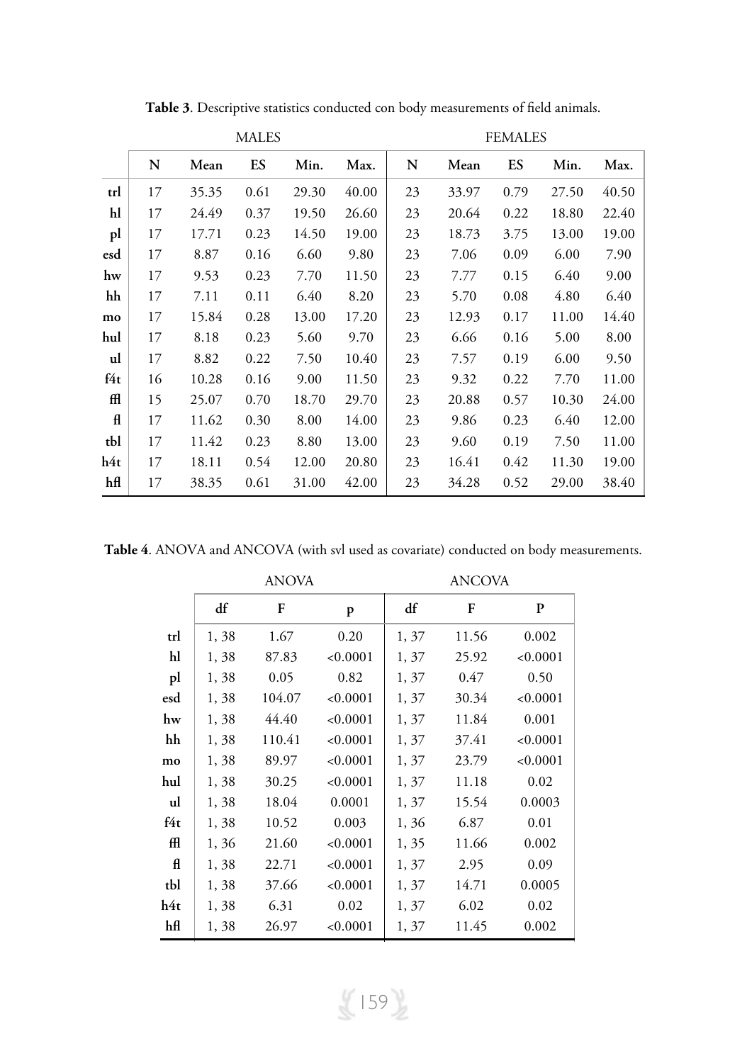**Table 3**. Descriptive statistics conducted con body measurements of field animals.

| | MALES | | | | | FEMALES | | | | |
|---|---|---|---|---|---|---|---|---|---|---|
| | N | Mean | ES | Min. | Max. | N | Mean | ES | Min. | Max. |
| trl | 17 | 35.35 | 0.61 | 29.30 | 40.00 | 23 | 33.97 | 0.79 | 27.50 | 40.50 |
| hl | 17 | 24.49 | 0.37 | 19.50 | 26.60 | 23 | 20.64 | 0.22 | 18.80 | 22.40 |
| pl | 17 | 17.71 | 0.23 | 14.50 | 19.00 | 23 | 18.73 | 3.75 | 13.00 | 19.00 |
| esd | 17 | 8.87 | 0.16 | 6.60 | 9.80 | 23 | 7.06 | 0.09 | 6.00 | 7.90 |
| hw | 17 | 9.53 | 0.23 | 7.70 | 11.50 | 23 | 7.77 | 0.15 | 6.40 | 9.00 |
| hh | 17 | 7.11 | 0.11 | 6.40 | 8.20 | 23 | 5.70 | 0.08 | 4.80 | 6.40 |
| mo | 17 | 15.84 | 0.28 | 13.00 | 17.20 | 23 | 12.93 | 0.17 | 11.00 | 14.40 |
| hul | 17 | 8.18 | 0.23 | 5.60 | 9.70 | 23 | 6.66 | 0.16 | 5.00 | 8.00 |
| ul | 17 | 8.82 | 0.22 | 7.50 | 10.40 | 23 | 7.57 | 0.19 | 6.00 | 9.50 |
| f4t | 16 | 10.28 | 0.16 | 9.00 | 11.50 | 23 | 9.32 | 0.22 | 7.70 | 11.00 |
| ffl | 15 | 25.07 | 0.70 | 18.70 | 29.70 | 23 | 20.88 | 0.57 | 10.30 | 24.00 |
| fl | 17 | 11.62 | 0.30 | 8.00 | 14.00 | 23 | 9.86 | 0.23 | 6.40 | 12.00 |
| tbl | 17 | 11.42 | 0.23 | 8.80 | 13.00 | 23 | 9.60 | 0.19 | 7.50 | 11.00 |
| h4t | 17 | 18.11 | 0.54 | 12.00 | 20.80 | 23 | 16.41 | 0.42 | 11.30 | 19.00 |
| hfl | 17 | 38.35 | 0.61 | 31.00 | 42.00 | 23 | 34.28 | 0.52 | 29.00 | 38.40 |

**Table 4**. ANOVA and ANCOVA (with svl used as covariate) conducted on body measurements.

| | ANOVA | | | ANCOVA | | |
|---|---|---|---|---|---|---|
| | df | F | p | df | F | P |
| trl | 1, 38 | 1.67 | 0.20 | 1, 37 | 11.56 | 0.002 |
| hl | 1, 38 | 87.83 | <0.0001 | 1, 37 | 25.92 | <0.0001 |
| pl | 1, 38 | 0.05 | 0.82 | 1, 37 | 0.47 | 0.50 |
| esd | 1, 38 | 104.07 | <0.0001 | 1, 37 | 30.34 | <0.0001 |
| hw | 1, 38 | 44.40 | <0.0001 | 1, 37 | 11.84 | 0.001 |
| hh | 1, 38 | 110.41 | <0.0001 | 1, 37 | 37.41 | <0.0001 |
| mo | 1, 38 | 89.97 | <0.0001 | 1, 37 | 23.79 | <0.0001 |
| hul | 1, 38 | 30.25 | <0.0001 | 1, 37 | 11.18 | 0.02 |
| ul | 1, 38 | 18.04 | 0.0001 | 1, 37 | 15.54 | 0.0003 |
| f4t | 1, 38 | 10.52 | 0.003 | 1, 36 | 6.87 | 0.01 |
| ffl | 1, 36 | 21.60 | <0.0001 | 1, 35 | 11.66 | 0.002 |
| fl | 1, 38 | 22.71 | <0.0001 | 1, 37 | 2.95 | 0.09 |
| tbl | 1, 38 | 37.66 | <0.0001 | 1, 37 | 14.71 | 0.0005 |
| h4t | 1, 38 | 6.31 | 0.02 | 1, 37 | 6.02 | 0.02 |
| hfl | 1, 38 | 26.97 | <0.0001 | 1, 37 | 11.45 | 0.002 |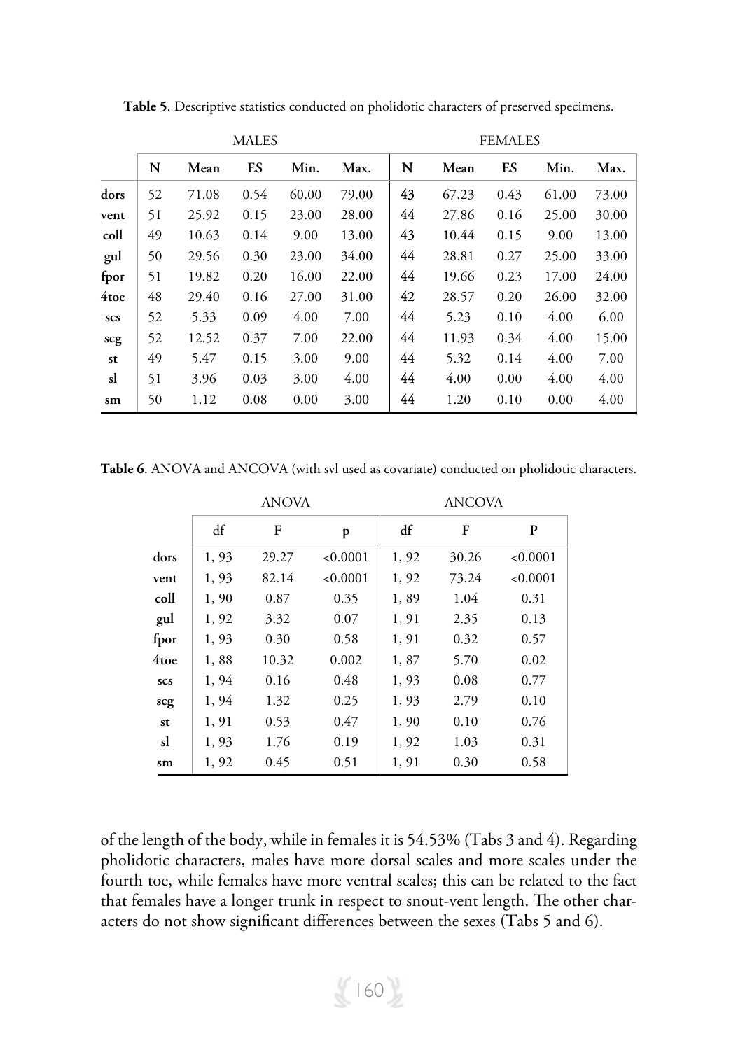**Table 5**. Descriptive statistics conducted on pholidotic characters of preserved specimens.

| | MALES | | | | | FEMALES | | | | |
|---|---|---|---|---|---|---|---|---|---|---|
| | **N** | **Mean** | **ES** | **Min.** | **Max.** | **N** | **Mean** | **ES** | **Min.** | **Max.** |
| **dors** | 52 | 71.08 | 0.54 | 60.00 | 79.00 | 43 | 67.23 | 0.43 | 61.00 | 73.00 |
| **vent** | 51 | 25.92 | 0.15 | 23.00 | 28.00 | 44 | 27.86 | 0.16 | 25.00 | 30.00 |
| **coll** | 49 | 10.63 | 0.14 | 9.00 | 13.00 | 43 | 10.44 | 0.15 | 9.00 | 13.00 |
| **gul** | 50 | 29.56 | 0.30 | 23.00 | 34.00 | 44 | 28.81 | 0.27 | 25.00 | 33.00 |
| **fpor** | 51 | 19.82 | 0.20 | 16.00 | 22.00 | 44 | 19.66 | 0.23 | 17.00 | 24.00 |
| **4toe** | 48 | 29.40 | 0.16 | 27.00 | 31.00 | 42 | 28.57 | 0.20 | 26.00 | 32.00 |
| **scs** | 52 | 5.33 | 0.09 | 4.00 | 7.00 | 44 | 5.23 | 0.10 | 4.00 | 6.00 |
| **scg** | 52 | 12.52 | 0.37 | 7.00 | 22.00 | 44 | 11.93 | 0.34 | 4.00 | 15.00 |
| **st** | 49 | 5.47 | 0.15 | 3.00 | 9.00 | 44 | 5.32 | 0.14 | 4.00 | 7.00 |
| **sl** | 51 | 3.96 | 0.03 | 3.00 | 4.00 | 44 | 4.00 | 0.00 | 4.00 | 4.00 |
| **sm** | 50 | 1.12 | 0.08 | 0.00 | 3.00 | 44 | 1.20 | 0.10 | 0.00 | 4.00 |

**Table 6**. ANOVA and ANCOVA (with svl used as covariate) conducted on pholidotic characters.

| | ANOVA | | | ANCOVA | | |
|---|---|---|---|---|---|---|
| | df | **F** | **p** | **df** | **F** | **P** |
| **dors** | 1, 93 | 29.27 | <0.0001 | 1, 92 | 30.26 | <0.0001 |
| **vent** | 1, 93 | 82.14 | <0.0001 | 1, 92 | 73.24 | <0.0001 |
| **coll** | 1, 90 | 0.87 | 0.35 | 1, 89 | 1.04 | 0.31 |
| **gul** | 1, 92 | 3.32 | 0.07 | 1, 91 | 2.35 | 0.13 |
| **fpor** | 1, 93 | 0.30 | 0.58 | 1, 91 | 0.32 | 0.57 |
| **4toe** | 1, 88 | 10.32 | 0.002 | 1, 87 | 5.70 | 0.02 |
| **scs** | 1, 94 | 0.16 | 0.48 | 1, 93 | 0.08 | 0.77 |
| **scg** | 1, 94 | 1.32 | 0.25 | 1, 93 | 2.79 | 0.10 |
| **st** | 1, 91 | 0.53 | 0.47 | 1, 90 | 0.10 | 0.76 |
| **sl** | 1, 93 | 1.76 | 0.19 | 1, 92 | 1.03 | 0.31 |
| **sm** | 1, 92 | 0.45 | 0.51 | 1, 91 | 0.30 | 0.58 |

of the length of the body, while in females it is 54.53% (Tabs 3 and 4). Regarding pholidotic characters, males have more dorsal scales and more scales under the fourth toe, while females have more ventral scales; this can be related to the fact that females have a longer trunk in respect to snout-vent length. The other characters do not show significant differences between the sexes (Tabs 5 and 6).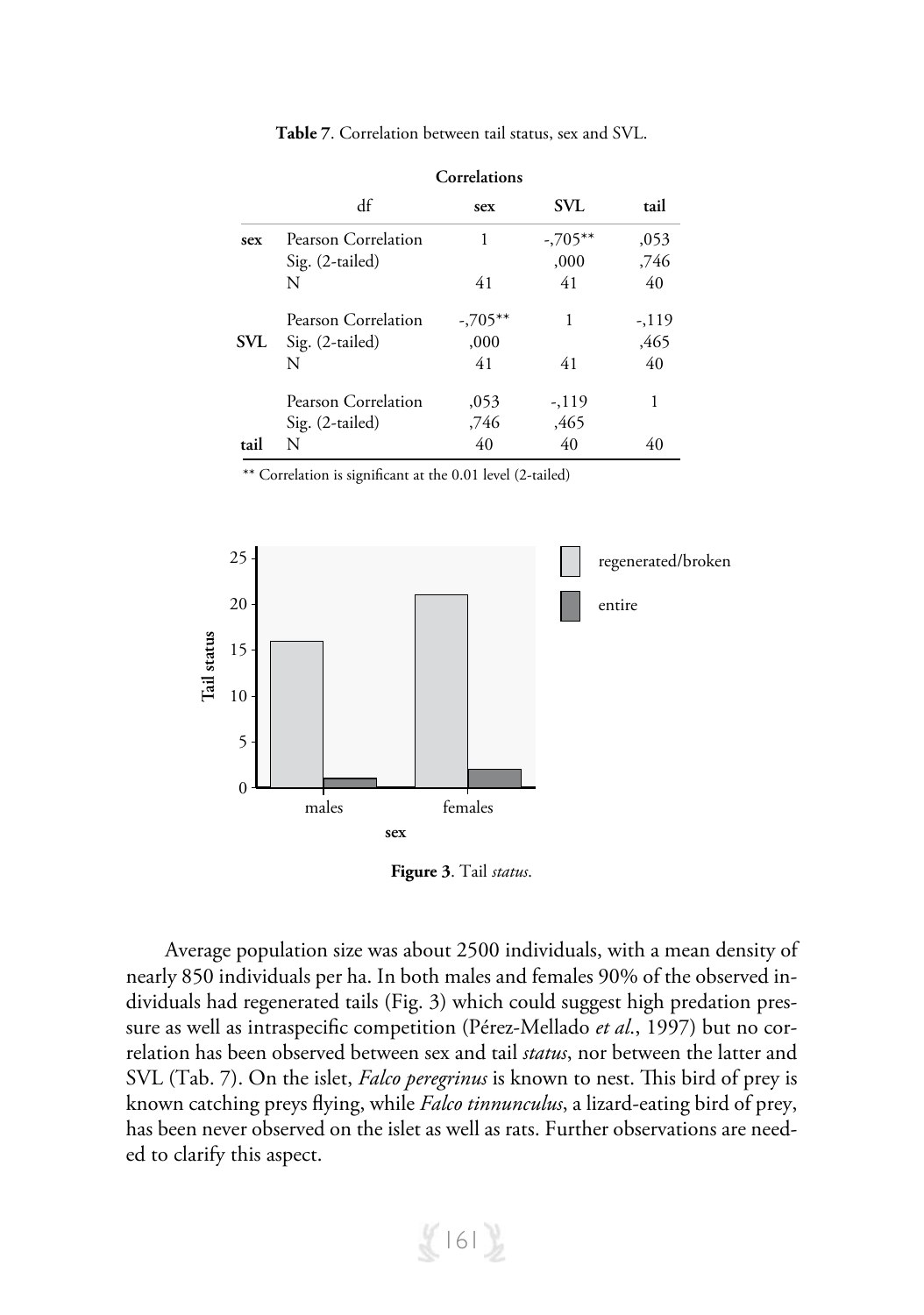**Table 7**. Correlation between tail status, sex and SVL.

| Correlations | | | | |
|---|---|---|---|---|
| | df | sex | SVL | tail |
| sex | Pearson Correlation | 1 | -,705** | ,053 |
| | Sig. (2-tailed) | | ,000 | ,746 |
| | N | 41 | 41 | 40 |
| SVL | Pearson Correlation | -,705** | 1 | -,119 |
| | Sig. (2-tailed) | ,000 | | ,465 |
| | N | 41 | 41 | 40 |
| tail | Pearson Correlation | ,053 | -,119 | 1 |
| | Sig. (2-tailed) | ,746 | ,465 | |
| | N | 40 | 40 | 40 |

** Correlation is significant at the 0.01 level (2-tailed)

**Figure 3**. Tail *status*.

Average population size was about 2500 individuals, with a mean density of nearly 850 individuals per ha. In both males and females 90% of the observed individuals had regenerated tails (Fig. 3) which could suggest high predation pressure as well as intraspecific competition (Pérez-Mellado *et al*., 1997) but no correlation has been observed between sex and tail *status*, nor between the latter and SVL (Tab. 7). On the islet, *Falco peregrinus* is known to nest. This bird of prey is known catching preys flying, while *Falco tinnunculus*, a lizard-eating bird of prey, has been never observed on the islet as well as rats. Further observations are needed to clarify this aspect.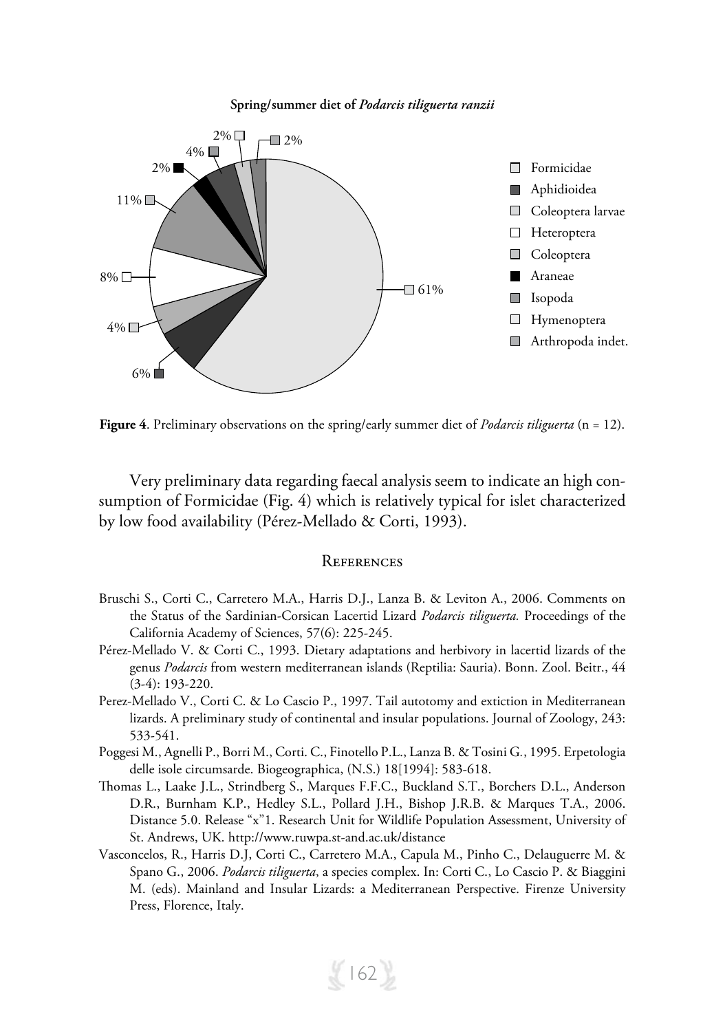**Spring/summer diet of *Podarcis tiliguerta ranzii***

2%
4%
2%
2%
11%
8%
61%
4%
6%

Formicidae
Aphidioidea
Coleoptera larvae
Heteroptera
Coleoptera
Araneae
Isopoda
Hymenoptera
Arthropoda indet.

**Figure 4**. Preliminary observations on the spring/early summer diet of *Podarcis tiliguerta* (n = 12).

Very preliminary data regarding faecal analysis seem to indicate an high consumption of Formicidae (Fig. 4) which is relatively typical for islet characterized by low food availability (Pérez-Mellado & Corti, 1993).

## References

Bruschi S., Corti C., Carretero M.A., Harris D.J., Lanza B. & Leviton A., 2006. Comments on the Status of the Sardinian-Corsican Lacertid Lizard *Podarcis tiliguerta.* Proceedings of the California Academy of Sciences, 57(6): 225-245.

Pérez-Mellado V. & Corti C., 1993. Dietary adaptations and herbivory in lacertid lizards of the genus *Podarcis* from western mediterranean islands (Reptilia: Sauria). Bonn. Zool. Beitr., 44 (3-4): 193-220.

Perez-Mellado V., Corti C. & Lo Cascio P., 1997. Tail autotomy and extiction in Mediterranean lizards. A preliminary study of continental and insular populations. Journal of Zoology, 243: 533-541.

Poggesi M., Agnelli P., Borri M., Corti. C., Finotello P.L., Lanza B. & Tosini G., 1995. Erpetologia delle isole circumsarde. Biogeographica, (N.S.) 18[1994]: 583-618.

Thomas L., Laake J.L., Strindberg S., Marques F.F.C., Buckland S.T., Borchers D.L., Anderson D.R., Burnham K.P., Hedley S.L., Pollard J.H., Bishop J.R.B. & Marques T.A., 2006. Distance 5.0. Release "x"1. Research Unit for Wildlife Population Assessment, University of St. Andrews, UK. http://www.ruwpa.st-and.ac.uk/distance

Vasconcelos, R., Harris D.J, Corti C., Carretero M.A., Capula M., Pinho C., Delauguerre M. & Spano G., 2006. *Podarcis tiliguerta*, a species complex. In: Corti C., Lo Cascio P. & Biaggini M. (eds). Mainland and Insular Lizards: a Mediterranean Perspective. Firenze University Press, Florence, Italy.